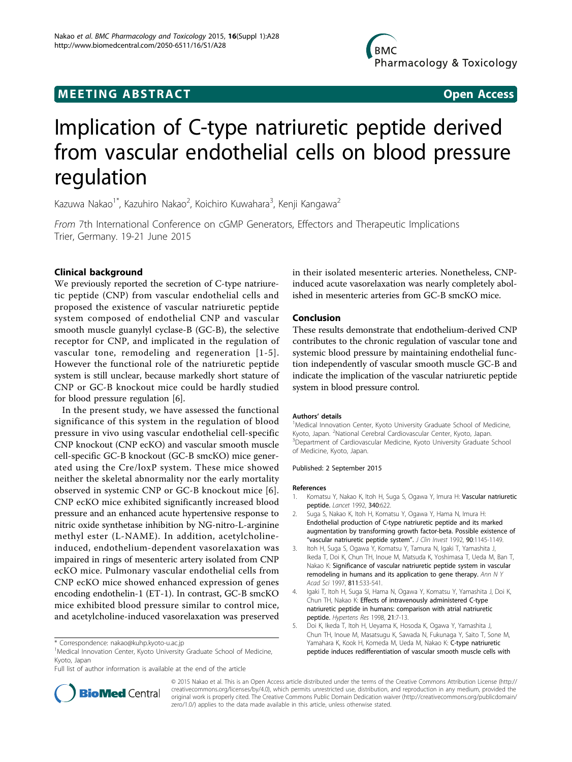MEETING ABSTRACT

Open Access

# Implication of C-type natriuretic peptide derived from vascular endothelial cells on blood pressure regulation

Kazuwa Nakao[1*], Kazuhiro Nakao[2], Koichiro Kuwahara[3], Kenji Kangawa[2]

*From* 7th International Conference on cGMP Generators, Effectors and Therapeutic Implications
Trier, Germany. 19-21 June 2015

## Clinical background

We previously reported the secretion of C-type natriuretic peptide (CNP) from vascular endothelial cells and proposed the existence of vascular natriuretic peptide system composed of endothelial CNP and vascular smooth muscle guanylyl cyclase-B (GC-B), the selective receptor for CNP, and implicated in the regulation of vascular tone, remodeling and regeneration [1-5]. However the functional role of the natriuretic peptide system is still unclear, because markedly short stature of CNP or GC-B knockout mice could be hardly studied for blood pressure regulation [6].

In the present study, we have assessed the functional significance of this system in the regulation of blood pressure in vivo using vascular endothelial cell-specific CNP knockout (CNP ecKO) and vascular smooth muscle cell-specific GC-B knockout (GC-B smcKO) mice generated using the Cre/loxP system. These mice showed neither the skeletal abnormality nor the early mortality observed in systemic CNP or GC-B knockout mice [6]. CNP ecKO mice exhibited significantly increased blood pressure and an enhanced acute hypertensive response to nitric oxide synthetase inhibition by NG-nitro-L-arginine methyl ester (L-NAME). In addition, acetylcholine-induced, endothelium-dependent vasorelaxation was impaired in rings of mesenteric artery isolated from CNP ecKO mice. Pulmonary vascular endothelial cells from CNP ecKO mice showed enhanced expression of genes encoding endothelin-1 (ET-1). In contrast, GC-B smcKO mice exhibited blood pressure similar to control mice, and acetylcholine-induced vasorelaxation was preserved in their isolated mesenteric arteries. Nonetheless, CNP-induced acute vasorelaxation was nearly completely abolished in mesenteric arteries from GC-B smcKO mice.

## Conclusion

These results demonstrate that endothelium-derived CNP contributes to the chronic regulation of vascular tone and systemic blood pressure by maintaining endothelial function independently of vascular smooth muscle GC-B and indicate the implication of the vascular natriuretic peptide system in blood pressure control.

### Authors' details

[1]Medical Innovation Center, Kyoto University Graduate School of Medicine, Kyoto, Japan. [2]National Cerebral Cardiovascular Center, Kyoto, Japan. [3]Department of Cardiovascular Medicine, Kyoto University Graduate School of Medicine, Kyoto, Japan.

Published: 2 September 2015

### References

1. Komatsu Y, Nakao K, Itoh H, Suga S, Ogawa Y, Imura H: **Vascular natriuretic peptide.** *Lancet* 1992, **340**:622.
2. Suga S, Nakao K, Itoh H, Komatsu Y, Ogawa Y, Hama N, Imura H: **Endothelial production of C-type natriuretic peptide and its marked augmentation by transforming growth factor-beta. Possible existence of "vascular natriuretic peptide system".** *J Clin Invest* 1992, **90**:1145-1149.
3. Itoh H, Suga S, Ogawa Y, Komatsu Y, Tamura N, Igaki T, Yamashita J, Ikeda T, Doi K, Chun TH, Inoue M, Matsuda K, Yoshimasa T, Ueda M, Ban T, Nakao K: **Significance of vascular natriuretic peptide system in vascular remodeling in humans and its application to gene therapy.** *Ann N Y Acad Sci* 1997, **811**:533-541.
4. Igaki T, Itoh H, Suga SI, Hama N, Ogawa Y, Komatsu Y, Yamashita J, Doi K, Chun TH, Nakao K: **Effects of intravenously administered C-type natriuretic peptide in humans: comparison with atrial natriuretic peptide.** *Hypertens Res* 1998, **21**:7-13.
5. Doi K, Ikeda T, Itoh H, Ueyama K, Hosoda K, Ogawa Y, Yamashita J, Chun TH, Inoue M, Masatsugu K, Sawada N, Fukunaga Y, Saito T, Sone M, Yamahara K, Kook H, Komeda M, Ueda M, Nakao K: **C-type natriuretic peptide induces redifferentiation of vascular smooth muscle cells with**

\* Correspondence: nakao@kuhp.kyoto-u.ac.jp
[1]Medical Innovation Center, Kyoto University Graduate School of Medicine, Kyoto, Japan
Full list of author information is available at the end of the article

© 2015 Nakao et al. This is an Open Access article distributed under the terms of the Creative Commons Attribution License (http://creativecommons.org/licenses/by/4.0), which permits unrestricted use, distribution, and reproduction in any medium, provided the original work is properly cited. The Creative Commons Public Domain Dedication waiver (http://creativecommons.org/publicdomain/zero/1.0/) applies to the data made available in this article, unless otherwise stated.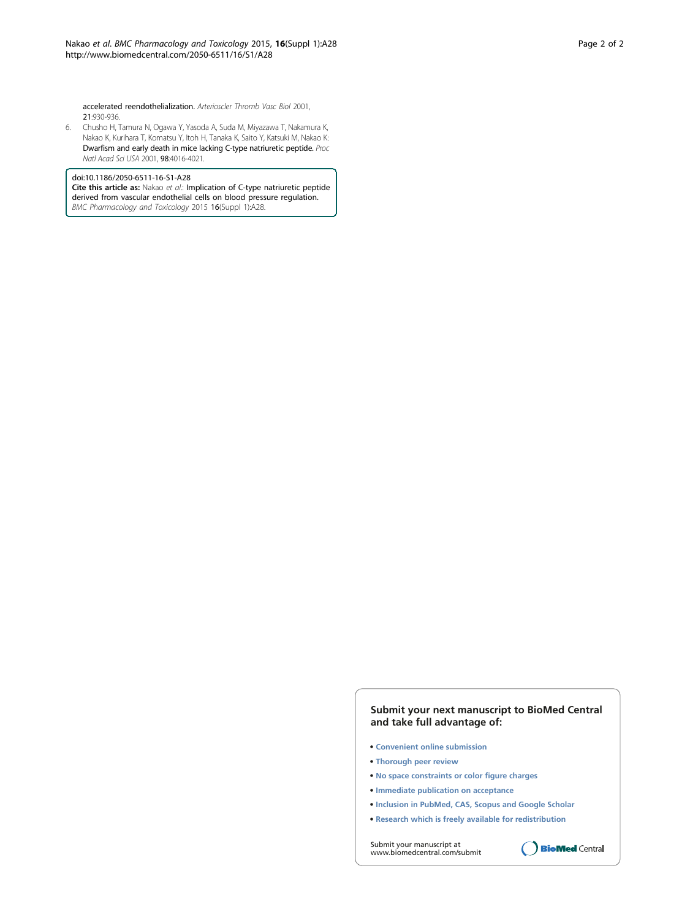accelerated reendothelialization. *Arterioscler Thromb Vasc Biol* 2001, **21**:930-936.

6. Chusho H, Tamura N, Ogawa Y, Yasoda A, Suda M, Miyazawa T, Nakamura K, Nakao K, Kurihara T, Komatsu Y, Itoh H, Tanaka K, Saito Y, Katsuki M, Nakao K: Dwarfism and early death in mice lacking C-type natriuretic peptide. *Proc Natl Acad Sci USA* 2001, **98**:4016-4021.

doi:10.1186/2050-6511-16-S1-A28
**Cite this article as:** Nakao *et al.*: Implication of C-type natriuretic peptide derived from vascular endothelial cells on blood pressure regulation. *BMC Pharmacology and Toxicology* 2015 **16**(Suppl 1):A28.

**Submit your next manuscript to BioMed Central and take full advantage of:**

- **Convenient online submission**
- **Thorough peer review**
- **No space constraints or color figure charges**
- **Immediate publication on acceptance**
- **Inclusion in PubMed, CAS, Scopus and Google Scholar**
- **Research which is freely available for redistribution**

Submit your manuscript at
www.biomedcentral.com/submit

BioMed Central